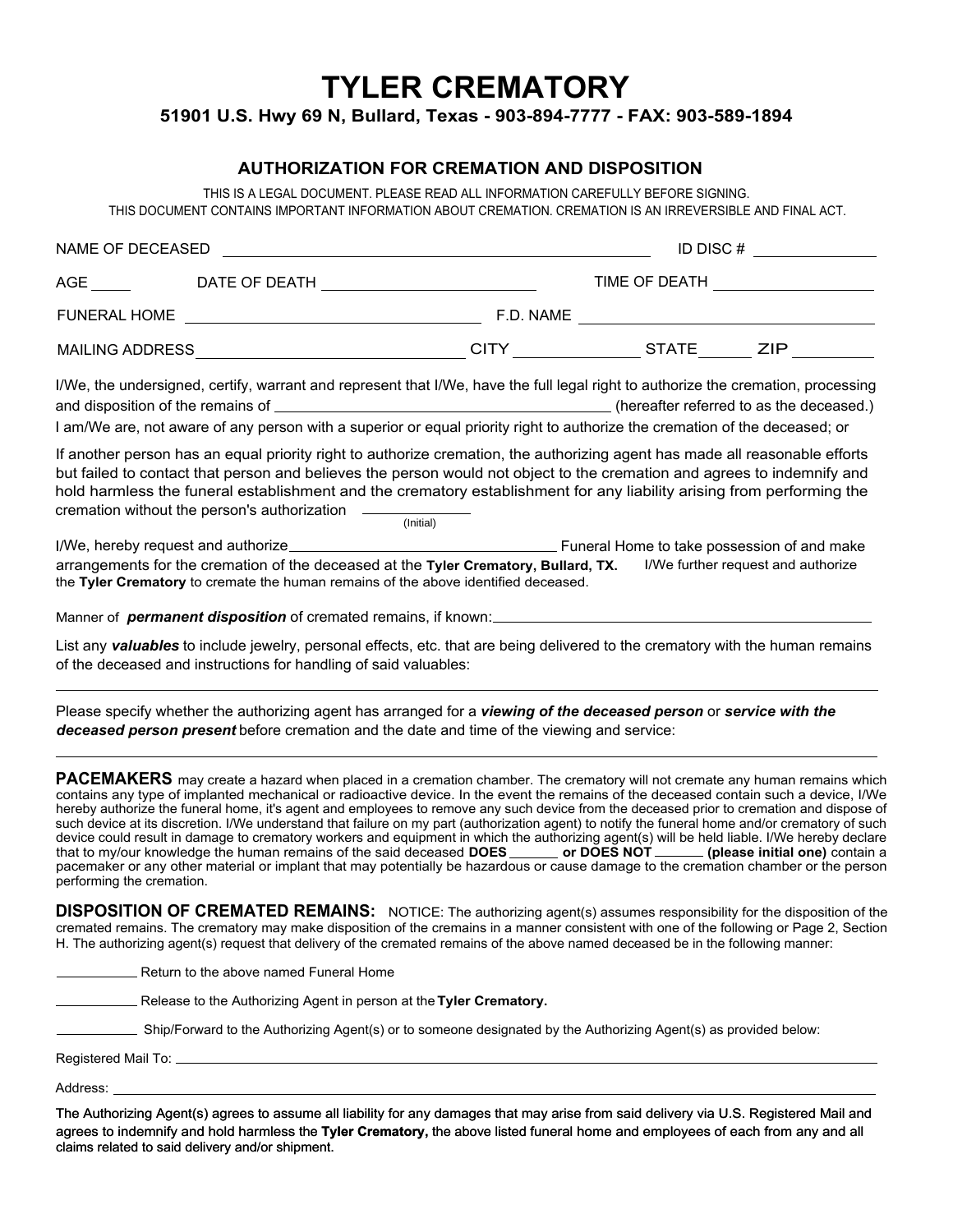# TYLER CREMATORY

**51901 U.S. Hwy 69 N, Bullard, Texas - 903-894-7777 - FAX: 903-589-1894**

## AUTHORIZATION FOR CREMATION AND DISPOSITION

THIS IS A LEGAL DOCUMENT. PLEASE READ ALL INFORMATION CAREFULLY BEFORE SIGNING.
THIS DOCUMENT CONTAINS IMPORTANT INFORMATION ABOUT CREMATION. CREMATION IS AN IRREVERSIBLE AND FINAL ACT.

NAME OF DECEASED ______________________________ ID DISC # __________

AGE _____ DATE OF DEATH ____________________ TIME OF DEATH ______________

FUNERAL HOME ____________________________ F.D. NAME ____________________________

MAILING ADDRESS ____________________________ CITY ____________ STATE _____ ZIP _________

I/We, the undersigned, certify, warrant and represent that I/We, have the full legal right to authorize the cremation, processing and disposition of the remains of ______________________________ (hereafter referred to as the deceased.)
I am/We are, not aware of any person with a superior or equal priority right to authorize the cremation of the deceased; or

If another person has an equal priority right to authorize cremation, the authorizing agent has made all reasonable efforts but failed to contact that person and believes the person would not object to the cremation and agrees to indemnify and hold harmless the funeral establishment and the crematory establishment for any liability arising from performing the cremation without the person's authorization __________ (Initial)

I/We, hereby request and authorize ______________________________ Funeral Home to take possession of and make arrangements for the cremation of the deceased at the **Tyler Crematory, Bullard, TX.** I/We further request and authorize the **Tyler Crematory** to cremate the human remains of the above identified deceased.

Manner of ***permanent disposition*** of cremated remains, if known: ______________________________

List any ***valuables*** to include jewelry, personal effects, etc. that are being delivered to the crematory with the human remains of the deceased and instructions for handling of said valuables:

______________________________________________________________________________

Please specify whether the authorizing agent has arranged for a ***viewing of the deceased person*** or ***service with the deceased person present*** before cremation and the date and time of the viewing and service:

______________________________________________________________________________

**PACEMAKERS** may create a hazard when placed in a cremation chamber. The crematory will not cremate any human remains which contains any type of implanted mechanical or radioactive device. In the event the remains of the deceased contain such a device, I/We hereby authorize the funeral home, it's agent and employees to remove any such device from the deceased prior to cremation and dispose of such device at its discretion. I/We understand that failure on my part (authorization agent) to notify the funeral home and/or crematory of such device could result in damage to crematory workers and equipment in which the authorizing agent(s) will be held liable. I/We hereby declare that to my/our knowledge the human remains of the said deceased **DOES** ______ **or DOES NOT** ______ **(please initial one)** contain a pacemaker or any other material or implant that may potentially be hazardous or cause damage to the cremation chamber or the person performing the cremation.

**DISPOSITION OF CREMATED REMAINS:** NOTICE: The authorizing agent(s) assumes responsibility for the disposition of the cremated remains. The crematory may make disposition of the cremains in a manner consistent with one of the following or Page 2, Section H. The authorizing agent(s) request that delivery of the cremated remains of the above named deceased be in the following manner:

__________ Return to the above named Funeral Home

__________ Release to the Authorizing Agent in person at the **Tyler Crematory.**

__________ Ship/Forward to the Authorizing Agent(s) or to someone designated by the Authorizing Agent(s) as provided below:

Registered Mail To: ______________________________________________________________

Address: ______________________________________________________________

The Authorizing Agent(s) agrees to assume all liability for any damages that may arise from said delivery via U.S. Registered Mail and agrees to indemnify and hold harmless the **Tyler Crematory,** the above listed funeral home and employees of each from any and all claims related to said delivery and/or shipment.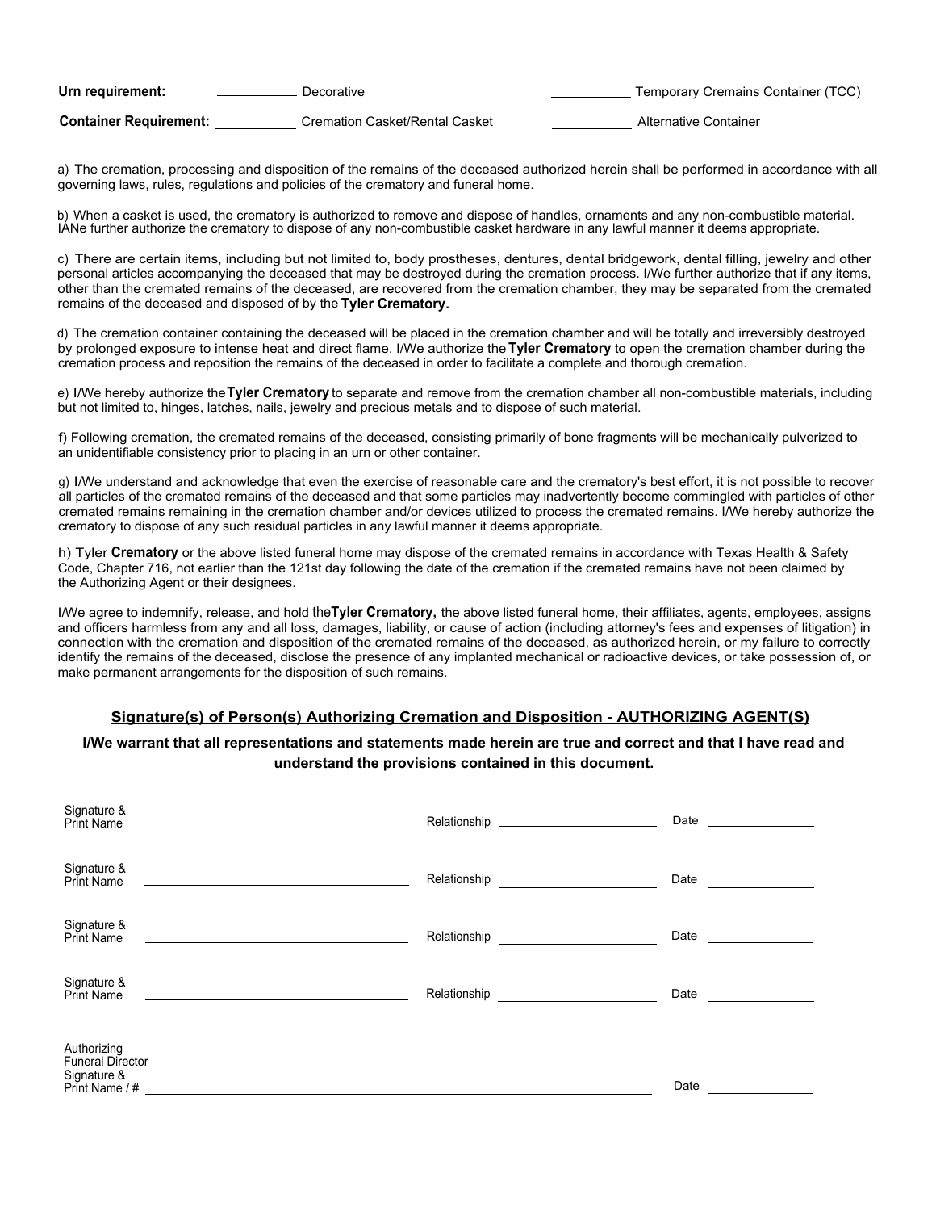**Urn requirement:** ___________ Decorative ___________ Temporary Cremains Container (TCC)

**Container Requirement:** ___________ Cremation Casket/Rental Casket ___________ Alternative Container

a) The cremation, processing and disposition of the remains of the deceased authorized herein shall be performed in accordance with all governing laws, rules, regulations and policies of the crematory and funeral home.

b) When a casket is used, the crematory is authorized to remove and dispose of handles, ornaments and any non-combustible material. IANe further authorize the crematory to dispose of any non-combustible casket hardware in any lawful manner it deems appropriate.

c) There are certain items, including but not limited to, body prostheses, dentures, dental bridgework, dental filling, jewelry and other personal articles accompanying the deceased that may be destroyed during the cremation process. I/We further authorize that if any items, other than the cremated remains of the deceased, are recovered from the cremation chamber, they may be separated from the cremated remains of the deceased and disposed of by the **Tyler Crematory.**

d) The cremation container containing the deceased will be placed in the cremation chamber and will be totally and irreversibly destroyed by prolonged exposure to intense heat and direct flame. I/We authorize the **Tyler Crematory** to open the cremation chamber during the cremation process and reposition the remains of the deceased in order to facilitate a complete and thorough cremation.

e) I/We hereby authorize the **Tyler Crematory** to separate and remove from the cremation chamber all non-combustible materials, including but not limited to, hinges, latches, nails, jewelry and precious metals and to dispose of such material.

f) Following cremation, the cremated remains of the deceased, consisting primarily of bone fragments will be mechanically pulverized to an unidentifiable consistency prior to placing in an urn or other container.

g) I/We understand and acknowledge that even the exercise of reasonable care and the crematory's best effort, it is not possible to recover all particles of the cremated remains of the deceased and that some particles may inadvertently become commingled with particles of other cremated remains remaining in the cremation chamber and/or devices utilized to process the cremated remains. I/We hereby authorize the crematory to dispose of any such residual particles in any lawful manner it deems appropriate.

h) Tyler **Crematory** or the above listed funeral home may dispose of the cremated remains in accordance with Texas Health & Safety Code, Chapter 716, not earlier than the 121st day following the date of the cremation if the cremated remains have not been claimed by the Authorizing Agent or their designees.

I/We agree to indemnify, release, and hold the **Tyler Crematory,** the above listed funeral home, their affiliates, agents, employees, assigns and officers harmless from any and all loss, damages, liability, or cause of action (including attorney's fees and expenses of litigation) in connection with the cremation and disposition of the cremated remains of the deceased, as authorized herein, or my failure to correctly identify the remains of the deceased, disclose the presence of any implanted mechanical or radioactive devices, or take possession of, or make permanent arrangements for the disposition of such remains.

## Signature(s) of Person(s) Authorizing Cremation and Disposition - AUTHORIZING AGENT(S)

**I/We warrant that all representations and statements made herein are true and correct and that I have read and understand the provisions contained in this document.**

Signature & Print Name ______________________ Relationship ______________ Date __________

Signature & Print Name ______________________ Relationship ______________ Date __________

Signature & Print Name ______________________ Relationship ______________ Date __________

Signature & Print Name ______________________ Relationship ______________ Date __________

Authorizing Funeral Director Signature & Print Name / # ______________________________________ Date __________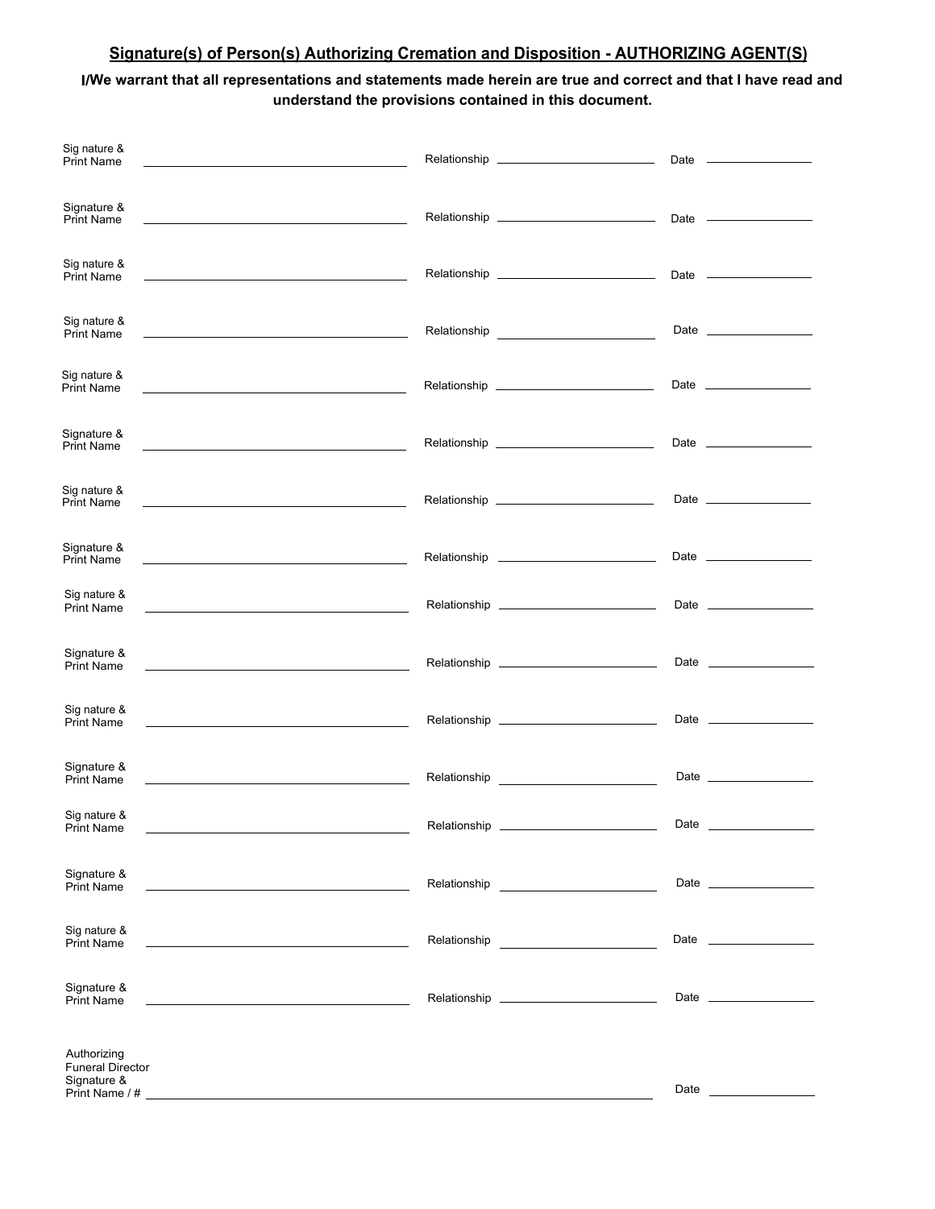## Signature(s) of Person(s) Authorizing Cremation and Disposition - AUTHORIZING AGENT(S)

**I/We warrant that all representations and statements made herein are true and correct and that I have read and understand the provisions contained in this document.**

Sig nature & Print Name ______________________ Relationship ______________ Date ____________

Signature & Print Name ______________________ Relationship ______________ Date ____________

Sig nature & Print Name ______________________ Relationship ______________ Date ____________

Sig nature & Print Name ______________________ Relationship ______________ Date ____________

Sig nature & Print Name ______________________ Relationship ______________ Date ____________

Signature & Print Name ______________________ Relationship ______________ Date ____________

Sig nature & Print Name ______________________ Relationship ______________ Date ____________

Signature & Print Name ______________________ Relationship ______________ Date ____________

Sig nature & Print Name ______________________ Relationship ______________ Date ____________

Signature & Print Name ______________________ Relationship ______________ Date ____________

Sig nature & Print Name ______________________ Relationship ______________ Date ____________

Signature & Print Name ______________________ Relationship ______________ Date ____________

Sig nature & Print Name ______________________ Relationship ______________ Date ____________

Signature & Print Name ______________________ Relationship ______________ Date ____________

Sig nature & Print Name ______________________ Relationship ______________ Date ____________

Signature & Print Name ______________________ Relationship ______________ Date ____________

Authorizing Funeral Director Signature & Print Name / # ______________________________________ Date ____________